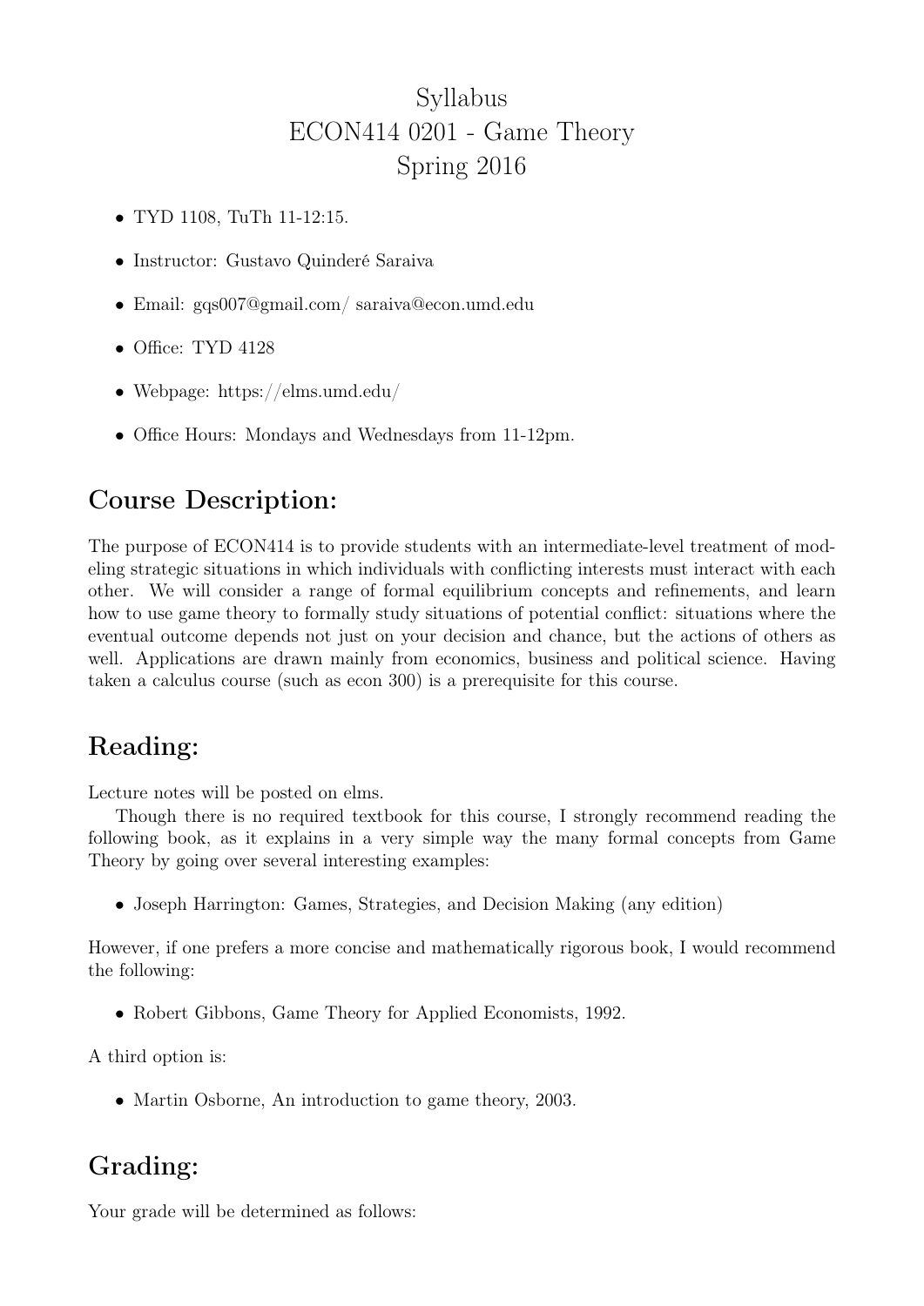# Syllabus
# ECON414 0201 - Game Theory
# Spring 2016

- TYD 1108, TuTh 11-12:15.
- Instructor: Gustavo Quinderé Saraiva
- Email: gqs007@gmail.com/ saraiva@econ.umd.edu
- Office: TYD 4128
- Webpage: https://elms.umd.edu/
- Office Hours: Mondays and Wednesdays from 11-12pm.

## Course Description:

The purpose of ECON414 is to provide students with an intermediate-level treatment of modeling strategic situations in which individuals with conflicting interests must interact with each other. We will consider a range of formal equilibrium concepts and refinements, and learn how to use game theory to formally study situations of potential conflict: situations where the eventual outcome depends not just on your decision and chance, but the actions of others as well. Applications are drawn mainly from economics, business and political science. Having taken a calculus course (such as econ 300) is a prerequisite for this course.

## Reading:

Lecture notes will be posted on elms.

Though there is no required textbook for this course, I strongly recommend reading the following book, as it explains in a very simple way the many formal concepts from Game Theory by going over several interesting examples:

- Joseph Harrington: Games, Strategies, and Decision Making (any edition)

However, if one prefers a more concise and mathematically rigorous book, I would recommend the following:

- Robert Gibbons, Game Theory for Applied Economists, 1992.

A third option is:

- Martin Osborne, An introduction to game theory, 2003.

## Grading:

Your grade will be determined as follows: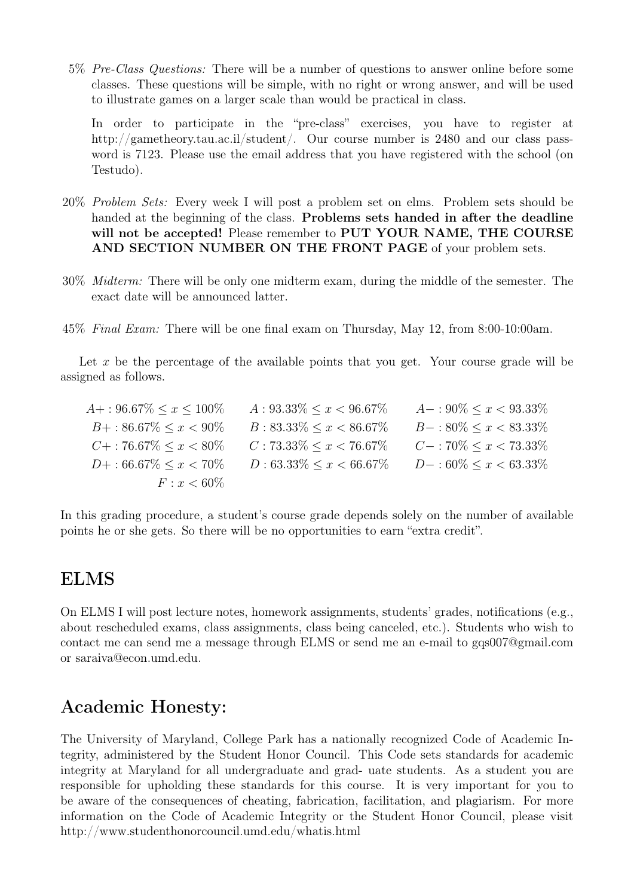5% *Pre-Class Questions:* There will be a number of questions to answer online before some classes. These questions will be simple, with no right or wrong answer, and will be used to illustrate games on a larger scale than would be practical in class.

In order to participate in the "pre-class" exercises, you have to register at http://gametheory.tau.ac.il/student/. Our course number is 2480 and our class password is 7123. Please use the email address that you have registered with the school (on Testudo).

20% *Problem Sets:* Every week I will post a problem set on elms. Problem sets should be handed at the beginning of the class. **Problems sets handed in after the deadline will not be accepted!** Please remember to **PUT YOUR NAME, THE COURSE AND SECTION NUMBER ON THE FRONT PAGE** of your problem sets.

30% *Midterm:* There will be only one midterm exam, during the middle of the semester. The exact date will be announced latter.

45% *Final Exam:* There will be one final exam on Thursday, May 12, from 8:00-10:00am.

Let $x$ be the percentage of the available points that you get. Your course grade will be assigned as follows.

| | | |
|---|---|---|
| $A+: 96.67\% \le x \le 100\%$ | $A: 93.33\% \le x < 96.67\%$ | $A-: 90\% \le x < 93.33\%$ |
| $B+: 86.67\% \le x < 90\%$ | $B: 83.33\% \le x < 86.67\%$ | $B-: 80\% \le x < 83.33\%$ |
| $C+: 76.67\% \le x < 80\%$ | $C: 73.33\% \le x < 76.67\%$ | $C-: 70\% \le x < 73.33\%$ |
| $D+: 66.67\% \le x < 70\%$ | $D: 63.33\% \le x < 66.67\%$ | $D-: 60\% \le x < 63.33\%$ |
| $F: x < 60\%$ | | |

In this grading procedure, a student's course grade depends solely on the number of available points he or she gets. So there will be no opportunities to earn "extra credit".

## ELMS

On ELMS I will post lecture notes, homework assignments, students' grades, notifications (e.g., about rescheduled exams, class assignments, class being canceled, etc.). Students who wish to contact me can send me a message through ELMS or send me an e-mail to gqs007@gmail.com or saraiva@econ.umd.edu.

## Academic Honesty:

The University of Maryland, College Park has a nationally recognized Code of Academic Integrity, administered by the Student Honor Council. This Code sets standards for academic integrity at Maryland for all undergraduate and grad- uate students. As a student you are responsible for upholding these standards for this course. It is very important for you to be aware of the consequences of cheating, fabrication, facilitation, and plagiarism. For more information on the Code of Academic Integrity or the Student Honor Council, please visit http://www.studenthonorcouncil.umd.edu/whatis.html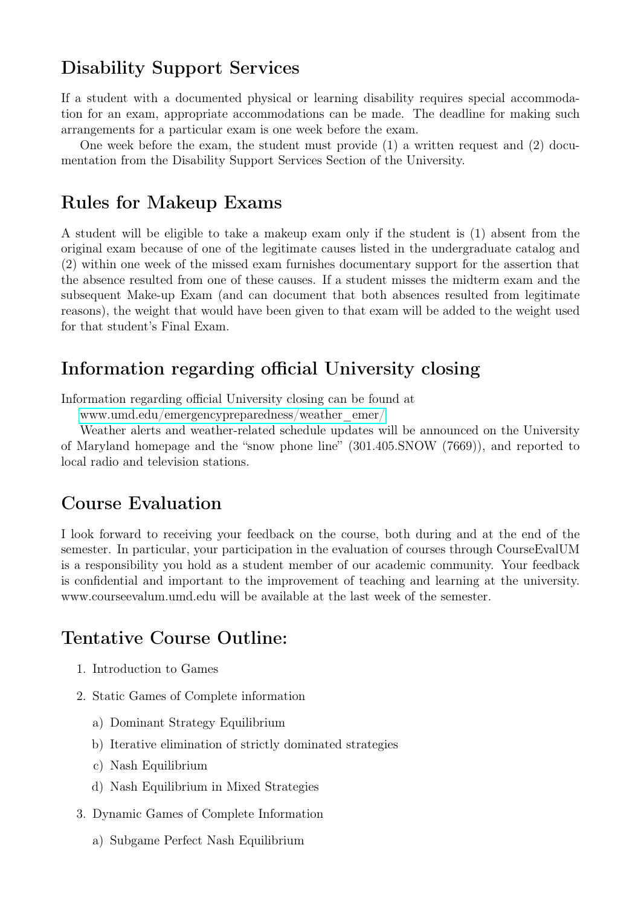## Disability Support Services

If a student with a documented physical or learning disability requires special accommodation for an exam, appropriate accommodations can be made. The deadline for making such arrangements for a particular exam is one week before the exam.

One week before the exam, the student must provide (1) a written request and (2) documentation from the Disability Support Services Section of the University.

## Rules for Makeup Exams

A student will be eligible to take a makeup exam only if the student is (1) absent from the original exam because of one of the legitimate causes listed in the undergraduate catalog and (2) within one week of the missed exam furnishes documentary support for the assertion that the absence resulted from one of these causes. If a student misses the midterm exam and the subsequent Make-up Exam (and can document that both absences resulted from legitimate reasons), the weight that would have been given to that exam will be added to the weight used for that student's Final Exam.

## Information regarding official University closing

Information regarding official University closing can be found at

www.umd.edu/emergencypreparedness/weather_emer/

Weather alerts and weather-related schedule updates will be announced on the University of Maryland homepage and the "snow phone line" (301.405.SNOW (7669)), and reported to local radio and television stations.

## Course Evaluation

I look forward to receiving your feedback on the course, both during and at the end of the semester. In particular, your participation in the evaluation of courses through CourseEvalUM is a responsibility you hold as a student member of our academic community. Your feedback is confidential and important to the improvement of teaching and learning at the university. www.courseevalum.umd.edu will be available at the last week of the semester.

## Tentative Course Outline:

1. Introduction to Games
2. Static Games of Complete information
   a) Dominant Strategy Equilibrium
   b) Iterative elimination of strictly dominated strategies
   c) Nash Equilibrium
   d) Nash Equilibrium in Mixed Strategies
3. Dynamic Games of Complete Information
   a) Subgame Perfect Nash Equilibrium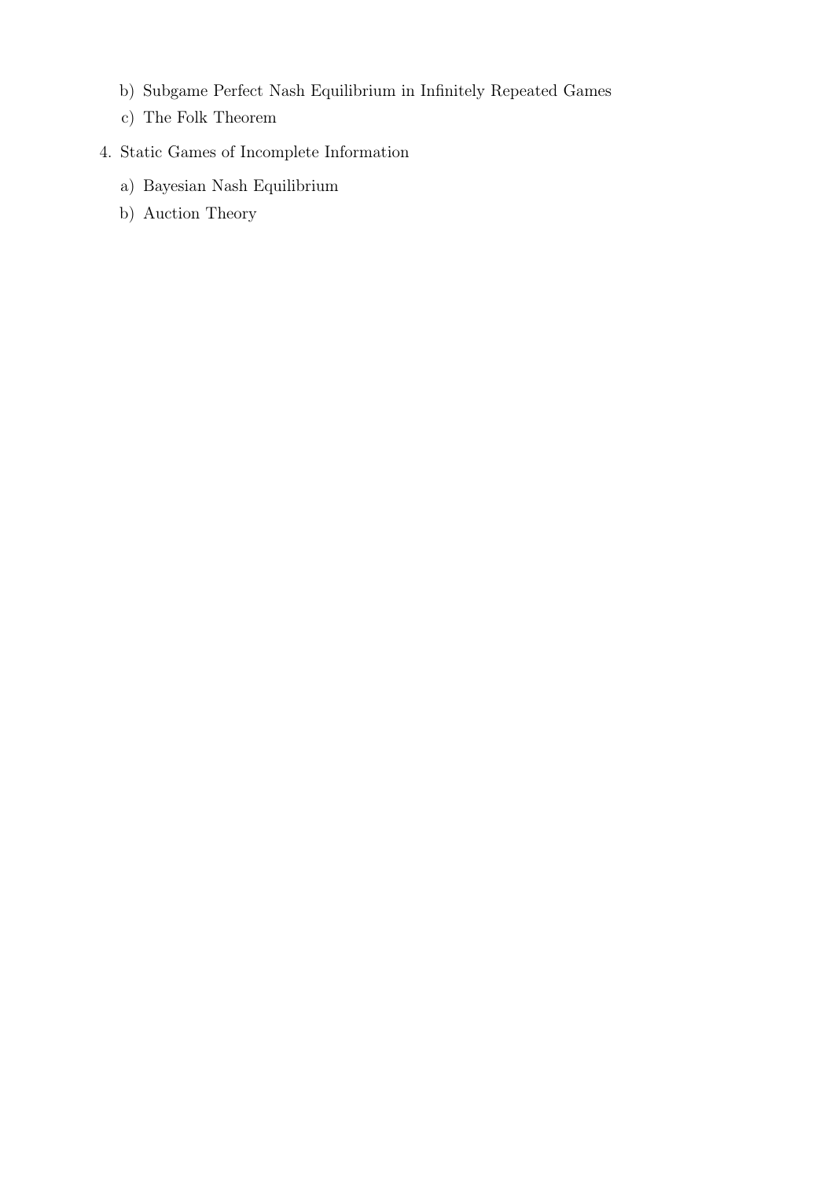b) Subgame Perfect Nash Equilibrium in Infinitely Repeated Games

c) The Folk Theorem

4. Static Games of Incomplete Information

   a) Bayesian Nash Equilibrium

   b) Auction Theory